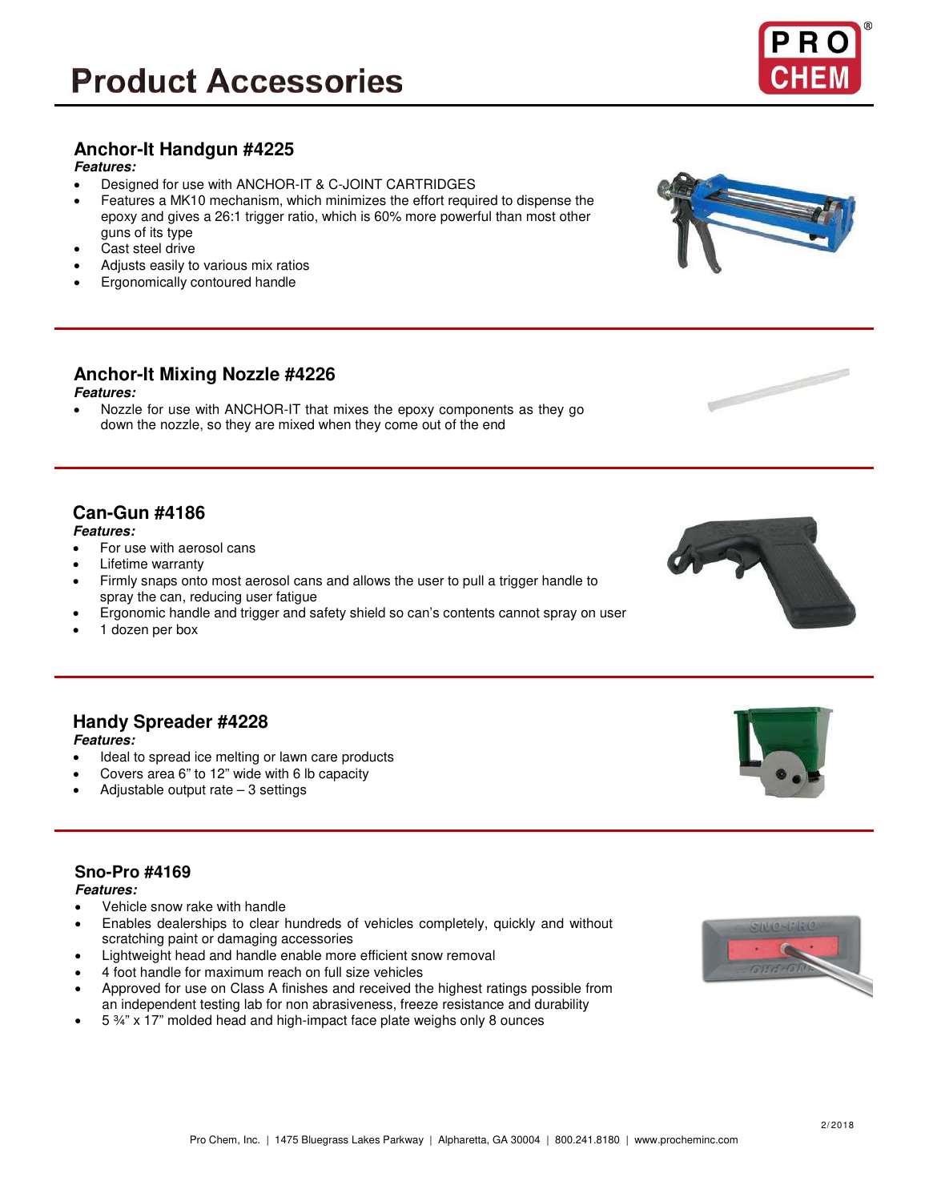# Product Accessories

## Anchor-It Handgun #4225

***Features:***

- Designed for use with ANCHOR-IT & C-JOINT CARTRIDGES
- Features a MK10 mechanism, which minimizes the effort required to dispense the epoxy and gives a 26:1 trigger ratio, which is 60% more powerful than most other guns of its type
- Cast steel drive
- Adjusts easily to various mix ratios
- Ergonomically contoured handle

## Anchor-It Mixing Nozzle #4226

***Features:***

- Nozzle for use with ANCHOR-IT that mixes the epoxy components as they go down the nozzle, so they are mixed when they come out of the end

## Can-Gun #4186

***Features:***

- For use with aerosol cans
- Lifetime warranty
- Firmly snaps onto most aerosol cans and allows the user to pull a trigger handle to spray the can, reducing user fatigue
- Ergonomic handle and trigger and safety shield so can's contents cannot spray on user
- 1 dozen per box

## Handy Spreader #4228

***Features:***

- Ideal to spread ice melting or lawn care products
- Covers area 6" to 12" wide with 6 lb capacity
- Adjustable output rate – 3 settings

## Sno-Pro #4169

***Features:***

- Vehicle snow rake with handle
- Enables dealerships to clear hundreds of vehicles completely, quickly and without scratching paint or damaging accessories
- Lightweight head and handle enable more efficient snow removal
- 4 foot handle for maximum reach on full size vehicles
- Approved for use on Class A finishes and received the highest ratings possible from an independent testing lab for non abrasiveness, freeze resistance and durability
- 5 ¾" x 17" molded head and high-impact face plate weighs only 8 ounces

2/2018

Pro Chem, Inc. | 1475 Bluegrass Lakes Parkway | Alpharetta, GA 30004 | 800.241.8180 | www.procheminc.com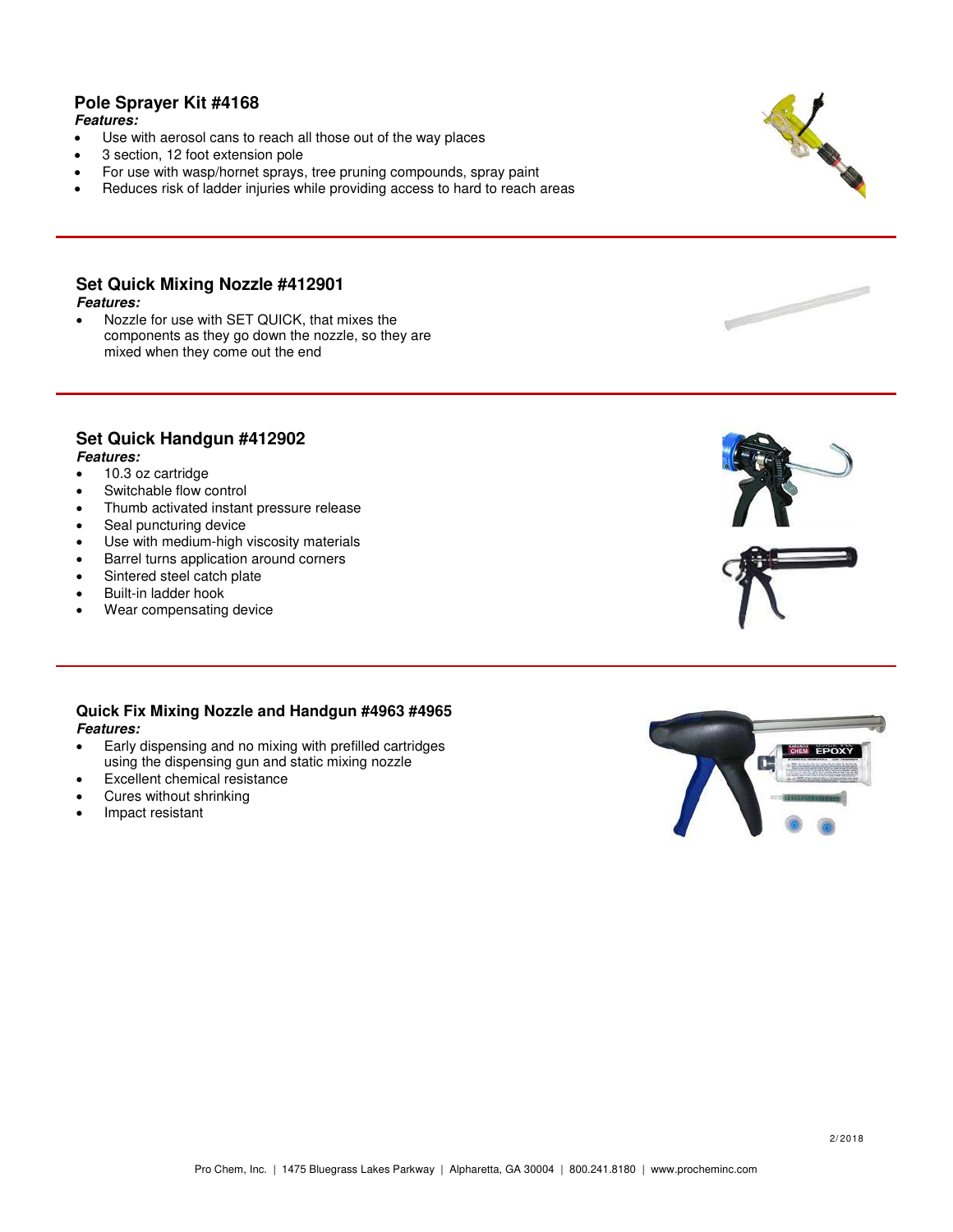## Pole Sprayer Kit #4168

***Features:***

- Use with aerosol cans to reach all those out of the way places
- 3 section, 12 foot extension pole
- For use with wasp/hornet sprays, tree pruning compounds, spray paint
- Reduces risk of ladder injuries while providing access to hard to reach areas

---

## Set Quick Mixing Nozzle #412901

***Features:***

- Nozzle for use with SET QUICK, that mixes the components as they go down the nozzle, so they are mixed when they come out the end

---

## Set Quick Handgun #412902

***Features:***

- 10.3 oz cartridge
- Switchable flow control
- Thumb activated instant pressure release
- Seal puncturing device
- Use with medium-high viscosity materials
- Barrel turns application around corners
- Sintered steel catch plate
- Built-in ladder hook
- Wear compensating device

---

## Quick Fix Mixing Nozzle and Handgun #4963 #4965

***Features:***

- Early dispensing and no mixing with prefilled cartridges using the dispensing gun and static mixing nozzle
- Excellent chemical resistance
- Cures without shrinking
- Impact resistant

2/2018

Pro Chem, Inc. | 1475 Bluegrass Lakes Parkway | Alpharetta, GA 30004 | 800.241.8180 | www.procheminc.com